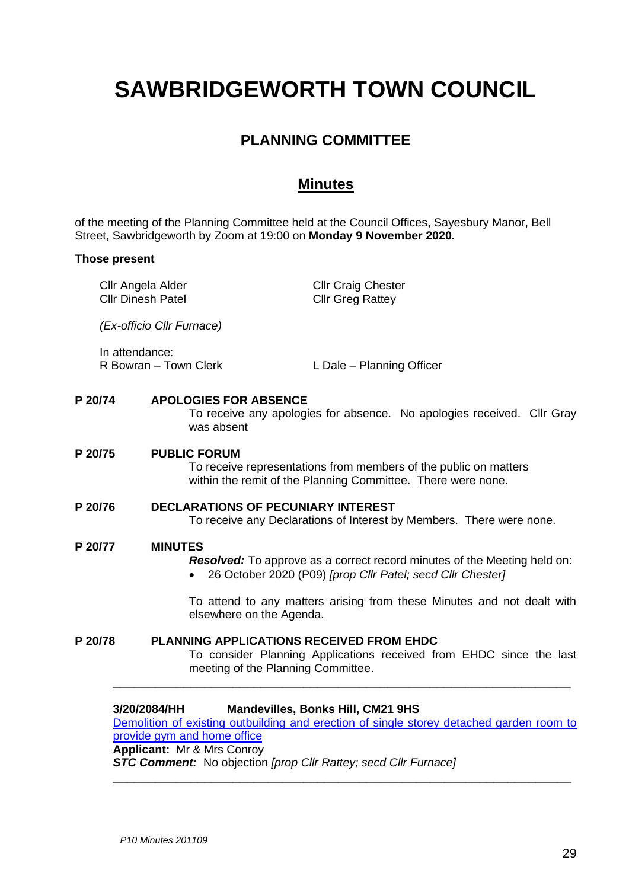# SAWBRIDGEWORTH TOWN COUNCIL

## PLANNING COMMITTEE

## Minutes

of the meeting of the Planning Committee held at the Council Offices, Sayesbury Manor, Bell Street, Sawbridgeworth by Zoom at 19:00 on **Monday 9 November 2020.**

**Those present**

Cllr Angela Alder
Cllr Dinesh Patel
Cllr Craig Chester
Cllr Greg Rattey

*(Ex-officio Cllr Furnace)*

In attendance:
R Bowran – Town Clerk
L Dale – Planning Officer

**P 20/74 APOLOGIES FOR ABSENCE**

To receive any apologies for absence. No apologies received. Cllr Gray was absent

**P 20/75 PUBLIC FORUM**

To receive representations from members of the public on matters within the remit of the Planning Committee. There were none.

**P 20/76 DECLARATIONS OF PECUNIARY INTEREST**

To receive any Declarations of Interest by Members. There were none.

**P 20/77 MINUTES**

***Resolved:*** To approve as a correct record minutes of the Meeting held on:

- 26 October 2020 (P09) *[prop Cllr Patel; secd Cllr Chester]*

To attend to any matters arising from these Minutes and not dealt with elsewhere on the Agenda.

**P 20/78 PLANNING APPLICATIONS RECEIVED FROM EHDC**

To consider Planning Applications received from EHDC since the last meeting of the Planning Committee.

---

**3/20/2084/HH Mandevilles, Bonks Hill, CM21 9HS**

Demolition of existing outbuilding and erection of single storey detached garden room to provide gym and home office

**Applicant:** Mr & Mrs Conroy

***STC Comment:*** No objection *[prop Cllr Rattey; secd Cllr Furnace]*

---

*P10 Minutes 201109*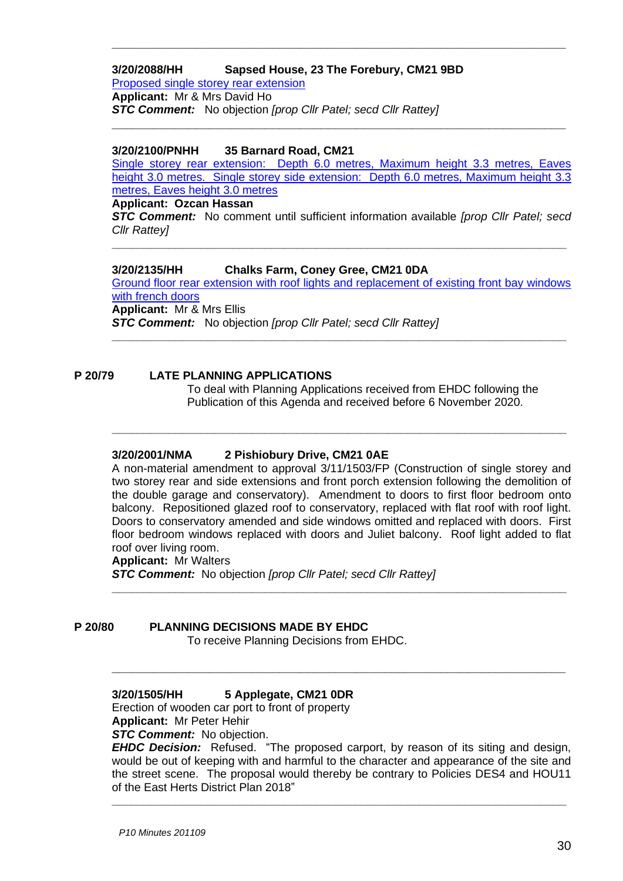---

**3/20/2088/HH　　Sapsed House, 23 The Forebury, CM21 9BD**

Proposed single storey rear extension

**Applicant:** Mr & Mrs David Ho

***STC Comment:*** No objection *[prop Cllr Patel; secd Cllr Rattey]*

---

**3/20/2100/PNHH　　35 Barnard Road, CM21**

Single storey rear extension: Depth 6.0 metres, Maximum height 3.3 metres, Eaves height 3.0 metres. Single storey side extension: Depth 6.0 metres, Maximum height 3.3 metres, Eaves height 3.0 metres

**Applicant: Ozcan Hassan**

***STC Comment:*** No comment until sufficient information available *[prop Cllr Patel; secd Cllr Rattey]*

---

**3/20/2135/HH　　Chalks Farm, Coney Gree, CM21 0DA**

Ground floor rear extension with roof lights and replacement of existing front bay windows with french doors

**Applicant:** Mr & Mrs Ellis

***STC Comment:*** No objection *[prop Cllr Patel; secd Cllr Rattey]*

---

## P 20/79　　LATE PLANNING APPLICATIONS

To deal with Planning Applications received from EHDC following the Publication of this Agenda and received before 6 November 2020.

---

**3/20/2001/NMA　　2 Pishiobury Drive, CM21 0AE**

A non-material amendment to approval 3/11/1503/FP (Construction of single storey and two storey rear and side extensions and front porch extension following the demolition of the double garage and conservatory). Amendment to doors to first floor bedroom onto balcony. Repositioned glazed roof to conservatory, replaced with flat roof with roof light. Doors to conservatory amended and side windows omitted and replaced with doors. First floor bedroom windows replaced with doors and Juliet balcony. Roof light added to flat roof over living room.

**Applicant:** Mr Walters

***STC Comment:*** No objection *[prop Cllr Patel; secd Cllr Rattey]*

---

## P 20/80　　PLANNING DECISIONS MADE BY EHDC

To receive Planning Decisions from EHDC.

---

**3/20/1505/HH　　5 Applegate, CM21 0DR**

Erection of wooden car port to front of property

**Applicant:** Mr Peter Hehir

***STC Comment:*** No objection.

***EHDC Decision:*** Refused. "The proposed carport, by reason of its siting and design, would be out of keeping with and harmful to the character and appearance of the site and the street scene. The proposal would thereby be contrary to Policies DES4 and HOU11 of the East Herts District Plan 2018"

---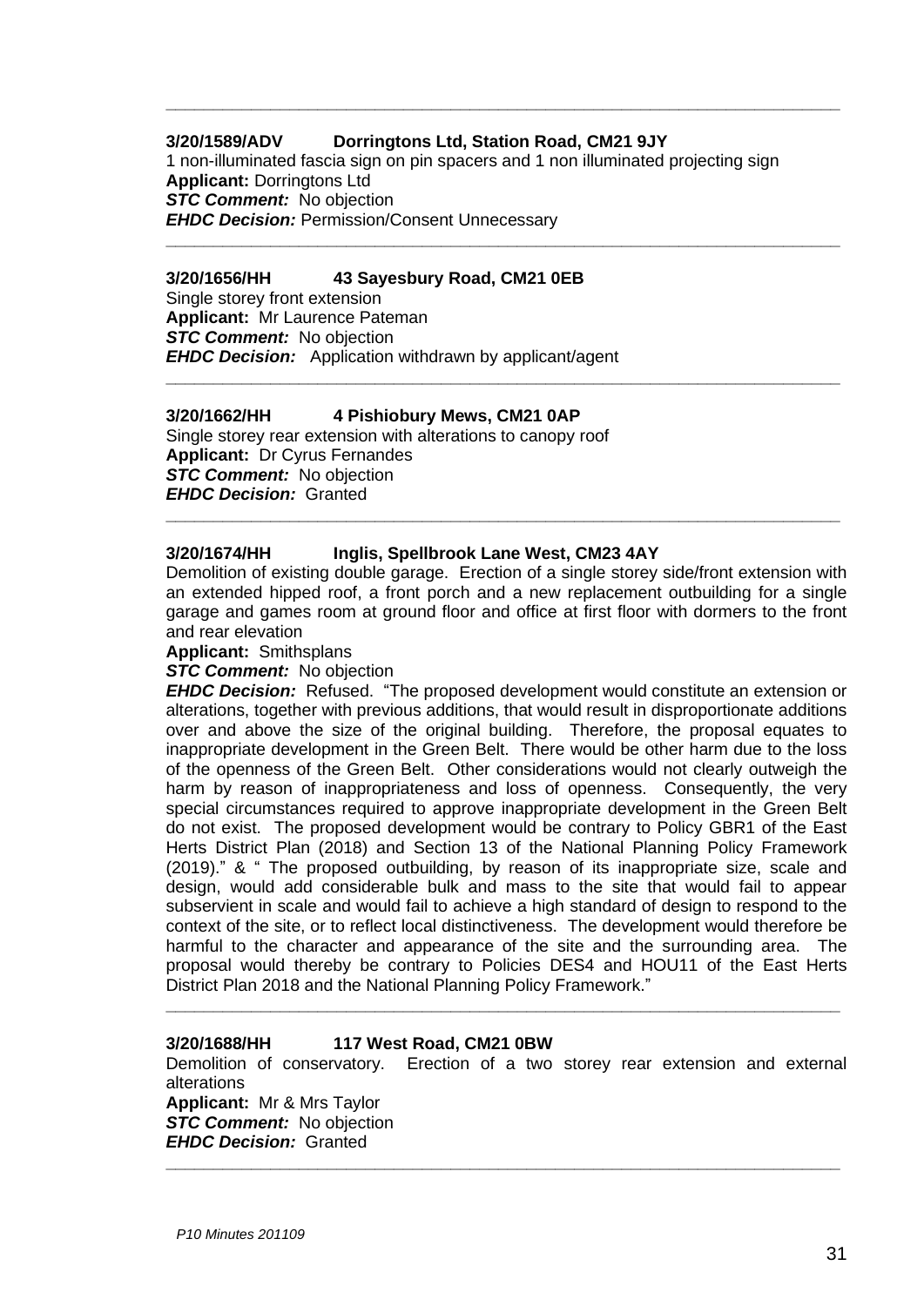---

**3/20/1589/ADV Dorringtons Ltd, Station Road, CM21 9JY**
1 non-illuminated fascia sign on pin spacers and 1 non illuminated projecting sign
**Applicant:** Dorringtons Ltd
***STC Comment:*** No objection
***EHDC Decision:*** Permission/Consent Unnecessary

---

**3/20/1656/HH 43 Sayesbury Road, CM21 0EB**
Single storey front extension
**Applicant:** Mr Laurence Pateman
***STC Comment:*** No objection
***EHDC Decision:*** Application withdrawn by applicant/agent

---

**3/20/1662/HH 4 Pishiobury Mews, CM21 0AP**
Single storey rear extension with alterations to canopy roof
**Applicant:** Dr Cyrus Fernandes
***STC Comment:*** No objection
***EHDC Decision:*** Granted

---

**3/20/1674/HH Inglis, Spellbrook Lane West, CM23 4AY**
Demolition of existing double garage. Erection of a single storey side/front extension with an extended hipped roof, a front porch and a new replacement outbuilding for a single garage and games room at ground floor and office at first floor with dormers to the front and rear elevation
**Applicant:** Smithsplans
***STC Comment:*** No objection
***EHDC Decision:*** Refused. "The proposed development would constitute an extension or alterations, together with previous additions, that would result in disproportionate additions over and above the size of the original building. Therefore, the proposal equates to inappropriate development in the Green Belt. There would be other harm due to the loss of the openness of the Green Belt. Other considerations would not clearly outweigh the harm by reason of inappropriateness and loss of openness. Consequently, the very special circumstances required to approve inappropriate development in the Green Belt do not exist. The proposed development would be contrary to Policy GBR1 of the East Herts District Plan (2018) and Section 13 of the National Planning Policy Framework (2019)." & " The proposed outbuilding, by reason of its inappropriate size, scale and design, would add considerable bulk and mass to the site that would fail to appear subservient in scale and would fail to achieve a high standard of design to respond to the context of the site, or to reflect local distinctiveness. The development would therefore be harmful to the character and appearance of the site and the surrounding area. The proposal would thereby be contrary to Policies DES4 and HOU11 of the East Herts District Plan 2018 and the National Planning Policy Framework."

---

**3/20/1688/HH 117 West Road, CM21 0BW**
Demolition of conservatory. Erection of a two storey rear extension and external alterations
**Applicant:** Mr & Mrs Taylor
***STC Comment:*** No objection
***EHDC Decision:*** Granted

---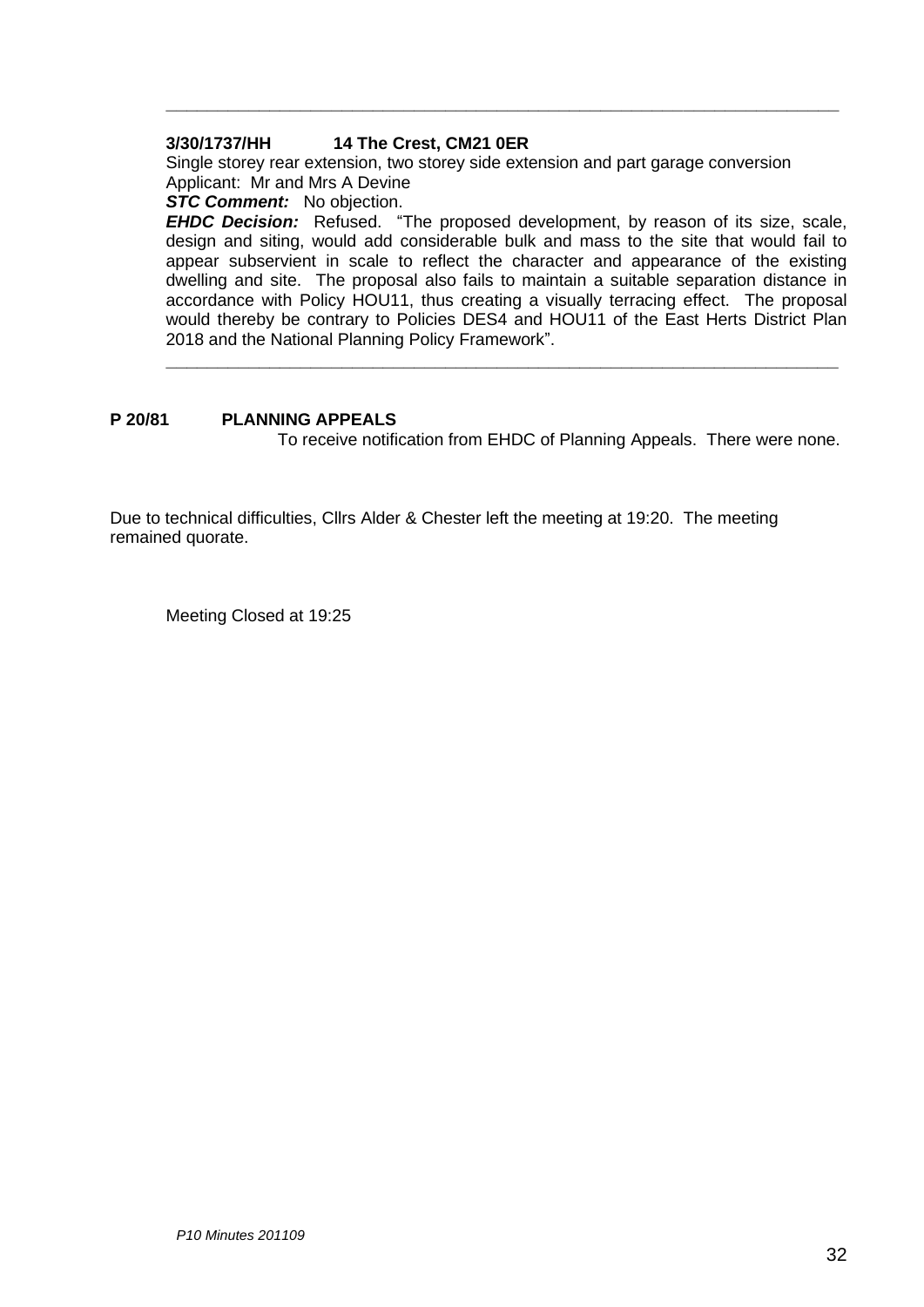---

**3/30/1737/HH 14 The Crest, CM21 0ER**

Single storey rear extension, two storey side extension and part garage conversion
Applicant: Mr and Mrs A Devine

***STC Comment:*** No objection.

***EHDC Decision:*** Refused. "The proposed development, by reason of its size, scale, design and siting, would add considerable bulk and mass to the site that would fail to appear subservient in scale to reflect the character and appearance of the existing dwelling and site. The proposal also fails to maintain a suitable separation distance in accordance with Policy HOU11, thus creating a visually terracing effect. The proposal would thereby be contrary to Policies DES4 and HOU11 of the East Herts District Plan 2018 and the National Planning Policy Framework".

---

**P 20/81 PLANNING APPEALS**

To receive notification from EHDC of Planning Appeals. There were none.

Due to technical difficulties, Cllrs Alder & Chester left the meeting at 19:20. The meeting remained quorate.

Meeting Closed at 19:25